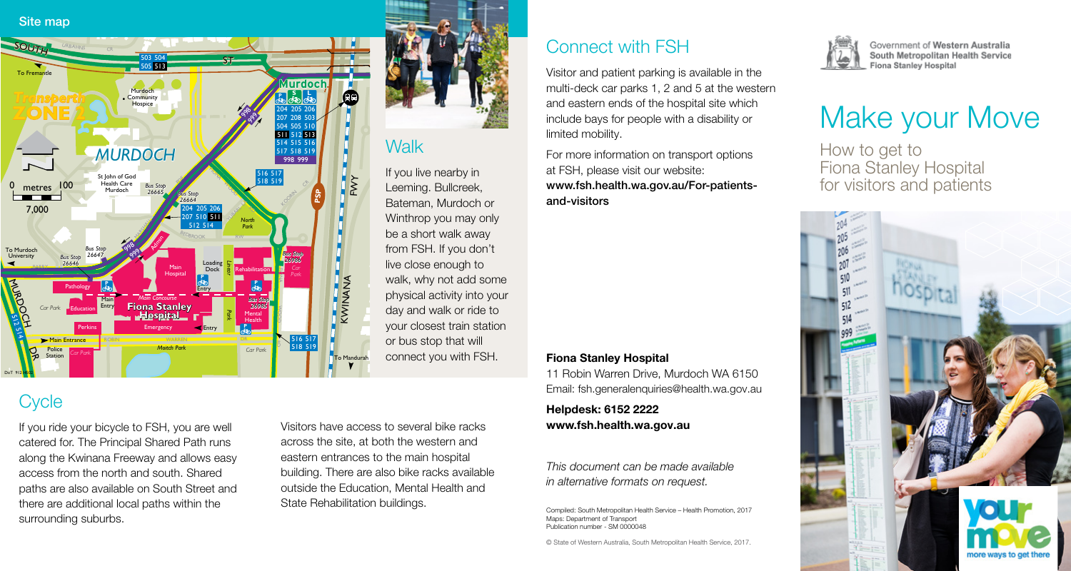## Site map

## Walk

If you live nearby in Leeming. Bullcreek, Bateman, Murdoch or Winthrop you may only be a short walk away from FSH. If you don't live close enough to walk, why not add some physical activity into your day and walk or ride to your closest train station or bus stop that will connect you with FSH.

## Cycle

If you ride your bicycle to FSH, you are well catered for. The Principal Shared Path runs along the Kwinana Freeway and allows easy access from the north and south. Shared paths are also available on South Street and there are additional local paths within the surrounding suburbs.

Visitors have access to several bike racks across the site, at both the western and eastern entrances to the main hospital building. There are also bike racks available outside the Education, Mental Health and State Rehabilitation buildings.

## Connect with FSH

Visitor and patient parking is available in the multi-deck car parks 1, 2 and 5 at the western and eastern ends of the hospital site which include bays for people with a disability or limited mobility.

For more information on transport options at FSH, please visit our website:
**www.fsh.health.wa.gov.au/For-patients-and-visitors**

**Fiona Stanley Hospital**
11 Robin Warren Drive, Murdoch WA 6150
Email: fsh.generalenquiries@health.wa.gov.au

**Helpdesk: 6152 2222**
**www.fsh.health.wa.gov.au**

*This document can be made available in alternative formats on request.*

Compiled: South Metropolitan Health Service – Health Promotion, 2017
Maps: Department of Transport
Publication number - SM 0000048

© State of Western Australia, South Metropolitan Health Service, 2017.

Government of Western Australia
South Metropolitan Health Service
Fiona Stanley Hospital

# Make your Move

How to get to Fiona Stanley Hospital for visitors and patients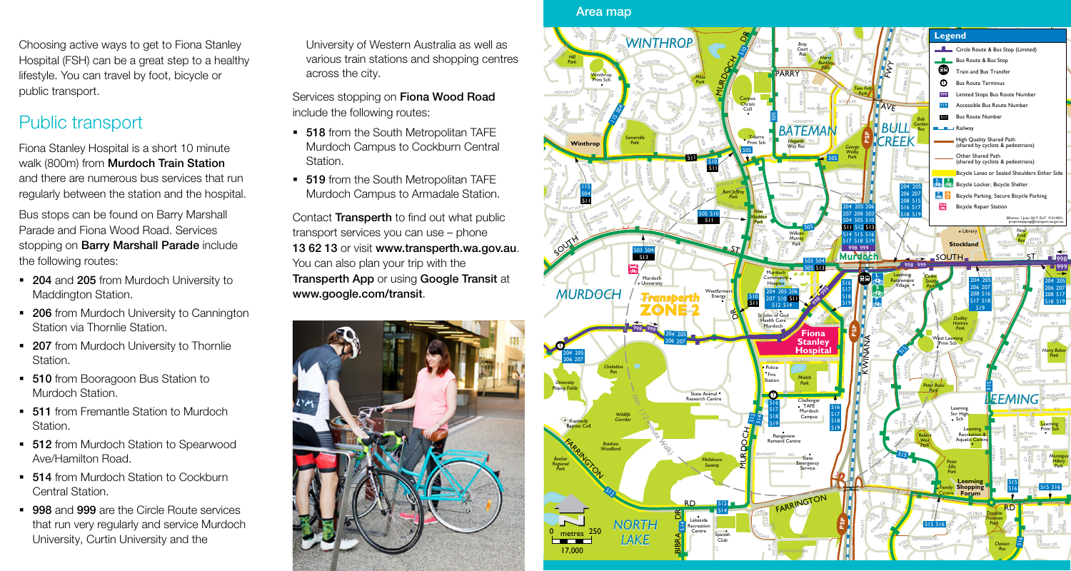Choosing active ways to get to Fiona Stanley Hospital (FSH) can be a great step to a healthy lifestyle. You can travel by foot, bicycle or public transport.

## Public transport

Fiona Stanley Hospital is a short 10 minute walk (800m) from **Murdoch Train Station** and there are numerous bus services that run regularly between the station and the hospital.

Bus stops can be found on Barry Marshall Parade and Fiona Wood Road. Services stopping on **Barry Marshall Parade** include the following routes:

- **204** and **205** from Murdoch University to Maddington Station.
- **206** from Murdoch University to Cannington Station via Thornlie Station.
- **207** from Murdoch University to Thornlie Station.
- **510** from Booragoon Bus Station to Murdoch Station.
- **511** from Fremantle Station to Murdoch Station.
- **512** from Murdoch Station to Spearwood Ave/Hamilton Road.
- **514** from Murdoch Station to Cockburn Central Station.
- **998** and **999** are the Circle Route services that run very regularly and service Murdoch University, Curtin University and the University of Western Australia as well as various train stations and shopping centres across the city.

Services stopping on **Fiona Wood Road** include the following routes:

- **518** from the South Metropolitan TAFE Murdoch Campus to Cockburn Central Station.
- **519** from the South Metropolitan TAFE Murdoch Campus to Armadale Station.

Contact **Transperth** to find out what public transport services you can use – phone **13 62 13** or visit **www.transperth.wa.gov.au**. You can also plan your trip with the **Transperth App** or using **Google Transit** at **www.google.com/transit**.

## Area map

**Legend**

- Circle Route & Bus Stop (Limited)
- Bus Route & Bus Stop
- Train and Bus Transfer
- Bus Route Terminus
- 999 Limited Stops Bus Route Number
- 519 Accessible Bus Route Number
- 511 Bus Route Number
- Railway
- High Quality Shared Path (shared by cyclists & pedestrians)
- Other Shared Path (shared by cyclists & pedestrians)
- Bicycle Lanes or Sealed Shoulders Either Side
- Bicycle Locker, Bicycle Shelter
- Bicycle Parking, Secure Bicycle Parking
- Bicycle Repair Station

Effective: 1 June 2017, DoT 9121405, projectmapping@transport.wa.gov.au

Transperth ZONE 2

0 metres 250

1:17,000